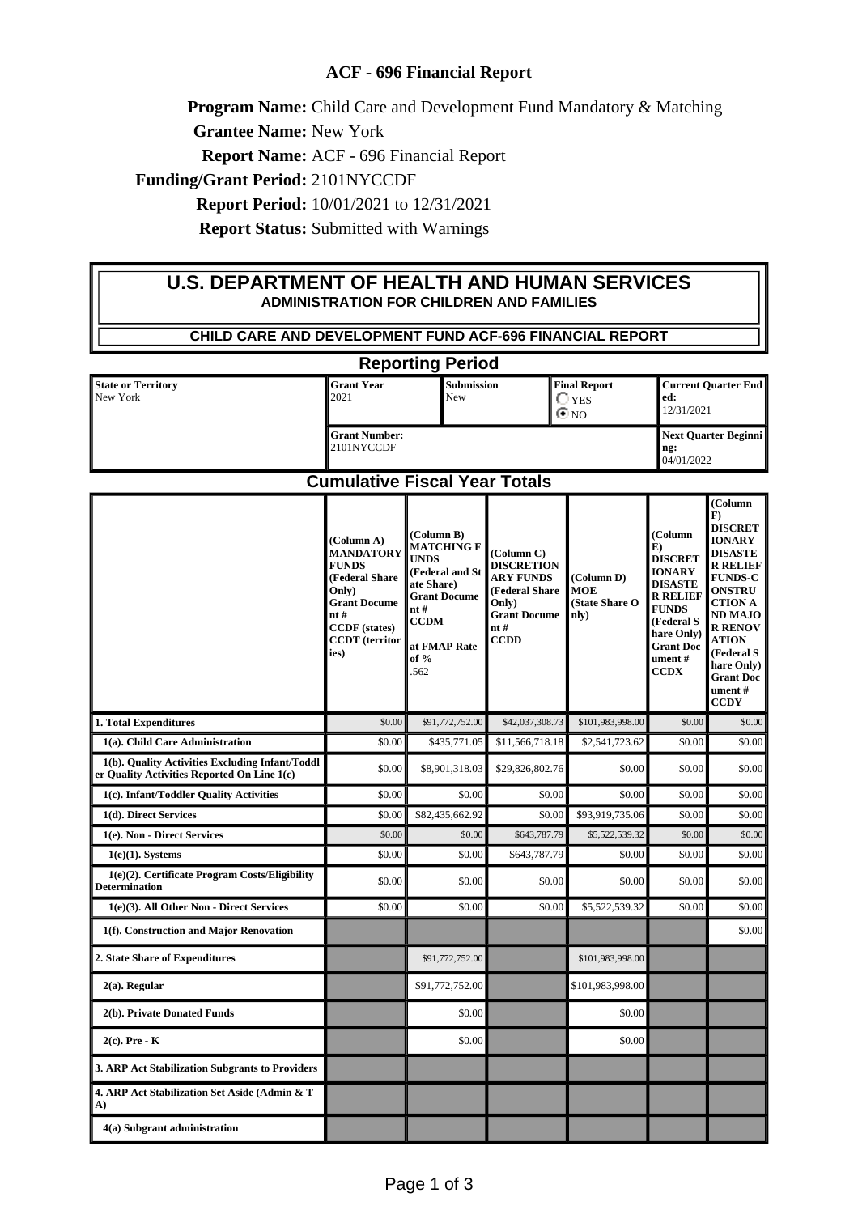**ACF - 696 Financial Report**

**Program Name:** Child Care and Development Fund Mandatory & Matching

**Grantee Name:** New York

**Report Name:** ACF - 696 Financial Report

**Funding/Grant Period:** 2101NYCCDF

**Report Period:** 10/01/2021 to 12/31/2021

**Report Status:** Submitted with Warnings

# U.S. DEPARTMENT OF HEALTH AND HUMAN SERVICES

## ADMINISTRATION FOR CHILDREN AND FAMILIES

### CHILD CARE AND DEVELOPMENT FUND ACF-696 FINANCIAL REPORT

### Reporting Period

| State or Territory | Grant Year | Submission | Final Report | Current Quarter Ended: |
|---|---|---|---|---|
| New York | 2021 | New | ☐ YES ☒ NO | 12/31/2021 |
| | Grant Number: 2101NYCCDF | | | Next Quarter Beginning: 04/01/2022 |

### Cumulative Fiscal Year Totals

| | (Column A) MANDATORY FUNDS (Federal Share Only) Grant Document # CCDF (states) CCDT (territories) | (Column B) MATCHING FUNDS (Federal and State Share) Grant Document # CCDM at FMAP Rate of % .562 | (Column C) DISCRETIONARY FUNDS (Federal Share Only) Grant Document # CCDD | (Column D) MOE (State Share Only) | (Column E) DISCRETIONARY DISASTER RELIEF FUNDS (Federal Share Only) Grant Document # CCDX | (Column F) DISCRETIONARY DISASTER RELIEF FUNDS-CONSTRUCTION AND MAJOR RENOVATION (Federal Share Only) Grant Document # CCDY |
|---|---|---|---|---|---|---|
| **1. Total Expenditures** | $0.00 | $91,772,752.00 | $42,037,308.73 | $101,983,998.00 | $0.00 | $0.00 |
| **1(a). Child Care Administration** | $0.00 | $435,771.05 | $11,566,718.18 | $2,541,723.62 | $0.00 | $0.00 |
| **1(b). Quality Activities Excluding Infant/Toddler Quality Activities Reported On Line 1(c)** | $0.00 | $8,901,318.03 | $29,826,802.76 | $0.00 | $0.00 | $0.00 |
| **1(c). Infant/Toddler Quality Activities** | $0.00 | $0.00 | $0.00 | $0.00 | $0.00 | $0.00 |
| **1(d). Direct Services** | $0.00 | $82,435,662.92 | $0.00 | $93,919,735.06 | $0.00 | $0.00 |
| **1(e). Non - Direct Services** | $0.00 | $0.00 | $643,787.79 | $5,522,539.32 | $0.00 | $0.00 |
| **1(e)(1). Systems** | $0.00 | $0.00 | $643,787.79 | $0.00 | $0.00 | $0.00 |
| **1(e)(2). Certificate Program Costs/Eligibility Determination** | $0.00 | $0.00 | $0.00 | $0.00 | $0.00 | $0.00 |
| **1(e)(3). All Other Non - Direct Services** | $0.00 | $0.00 | $0.00 | $5,522,539.32 | $0.00 | $0.00 |
| **1(f). Construction and Major Renovation** | | | | | | $0.00 |
| **2. State Share of Expenditures** | | $91,772,752.00 | | $101,983,998.00 | | |
| **2(a). Regular** | | $91,772,752.00 | | $101,983,998.00 | | |
| **2(b). Private Donated Funds** | | $0.00 | | $0.00 | | |
| **2(c). Pre - K** | | $0.00 | | $0.00 | | |
| **3. ARP Act Stabilization Subgrants to Providers** | | | | | | |
| **4. ARP Act Stabilization Set Aside (Admin & TA)** | | | | | | |
| **4(a) Subgrant administration** | | | | | | |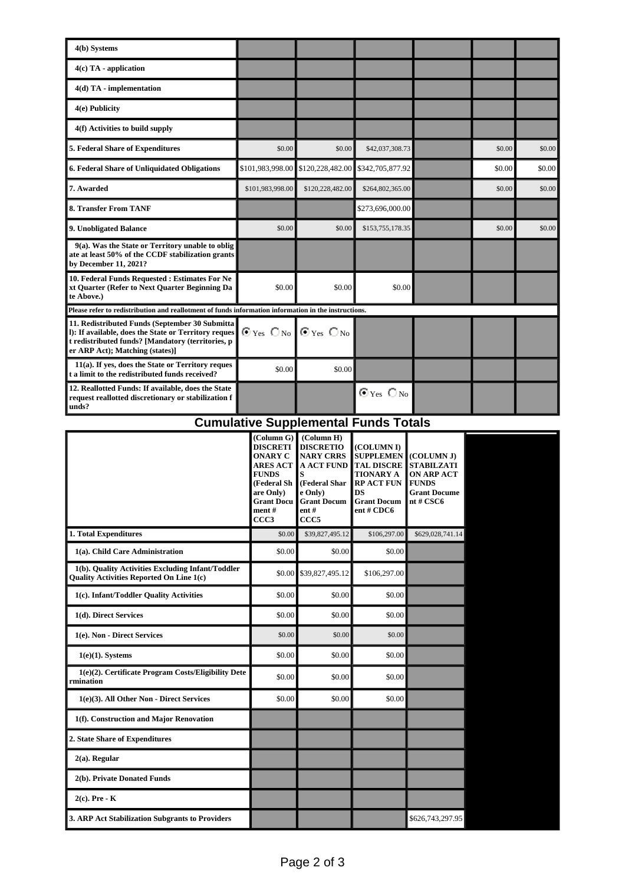| | | | | | | |
|---|---|---|---|---|---|---|
| 4(b) Systems | | | | | | |
| 4(c) TA - application | | | | | | |
| 4(d) TA - implementation | | | | | | |
| 4(e) Publicity | | | | | | |
| 4(f) Activities to build supply | | | | | | |
| **5. Federal Share of Expenditures** | $0.00 | $0.00 | $42,037,308.73 | | $0.00 | $0.00 |
| **6. Federal Share of Unliquidated Obligations** | $101,983,998.00 | $120,228,482.00 | $342,705,877.92 | | $0.00 | $0.00 |
| **7. Awarded** | $101,983,998.00 | $120,228,482.00 | $264,802,365.00 | | $0.00 | $0.00 |
| **8. Transfer From TANF** | | | $273,696,000.00 | | | |
| **9. Unobligated Balance** | $0.00 | $0.00 | $153,755,178.35 | | $0.00 | $0.00 |
| 9(a). Was the State or Territory unable to obligate at least 50% of the CCDF stabilization grants by December 11, 2021? | | | | | | |
| **10. Federal Funds Requested : Estimates For Next Quarter (Refer to Next Quarter Beginning Date Above.)** | $0.00 | $0.00 | $0.00 | | | |
| Please refer to redistribution and reallotment of funds information information in the instructions. | | | | | | |
| **11. Redistributed Funds (September 30 Submittal): If available, does the State or Territory request redistributed funds? [Mandatory (territories, per ARP Act); Matching (states)]** | ◉ Yes ○ No | ◉ Yes ○ No | | | | |
| 11(a). If yes, does the State or Territory request a limit to the redistributed funds received? | $0.00 | $0.00 | | | | |
| **12. Reallotted Funds: If available, does the State request reallotted discretionary or stabilization funds?** | | | ◉ Yes ○ No | | | |

## Cumulative Supplemental Funds Totals

| | (Column G) DISCRETIONARY CARES ACT FUNDS (Federal Share Only) Grant Document # CCC3 | (Column H) DISCRETIONARY CRRSA ACT FUNDS (Federal Share Only) Grant Document # CCC5 | (COLUMN I) SUPPLEMENTAL DISCRETIONARY ARP ACT FUNDS Grant Document # CDC6 | (COLUMN J) STABILZATION ARP ACT FUNDS Grant Document # CSC6 |
|---|---|---|---|---|
| **1. Total Expenditures** | $0.00 | $39,827,495.12 | $106,297.00 | $629,028,741.14 |
| 1(a). Child Care Administration | $0.00 | $0.00 | $0.00 | |
| 1(b). Quality Activities Excluding Infant/Toddler Quality Activities Reported On Line 1(c) | $0.00 | $39,827,495.12 | $106,297.00 | |
| 1(c). Infant/Toddler Quality Activities | $0.00 | $0.00 | $0.00 | |
| 1(d). Direct Services | $0.00 | $0.00 | $0.00 | |
| 1(e). Non - Direct Services | $0.00 | $0.00 | $0.00 | |
| 1(e)(1). Systems | $0.00 | $0.00 | $0.00 | |
| 1(e)(2). Certificate Program Costs/Eligibility Determination | $0.00 | $0.00 | $0.00 | |
| 1(e)(3). All Other Non - Direct Services | $0.00 | $0.00 | $0.00 | |
| 1(f). Construction and Major Renovation | | | | |
| **2. State Share of Expenditures** | | | | |
| 2(a). Regular | | | | |
| 2(b). Private Donated Funds | | | | |
| 2(c). Pre - K | | | | |
| **3. ARP Act Stabilization Subgrants to Providers** | | | | $626,743,297.95 |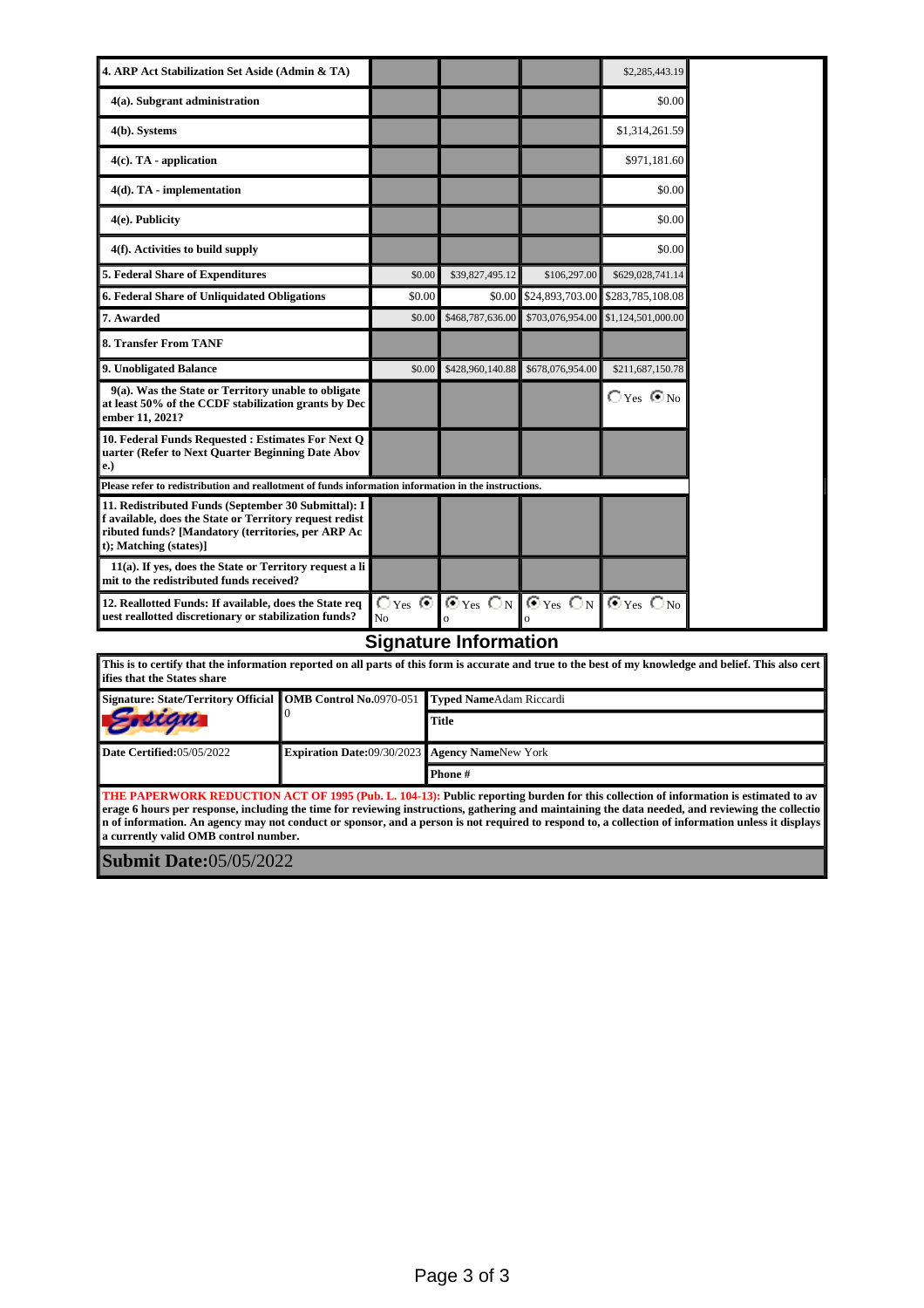| | | | | | |
|---|---|---|---|---|---|
| **4. ARP Act Stabilization Set Aside (Admin & TA)** | | | | $2,285,443.19 | |
| **4(a). Subgrant administration** | | | | $0.00 | |
| **4(b). Systems** | | | | $1,314,261.59 | |
| **4(c). TA - application** | | | | $971,181.60 | |
| **4(d). TA - implementation** | | | | $0.00 | |
| **4(e). Publicity** | | | | $0.00 | |
| **4(f). Activities to build supply** | | | | $0.00 | |
| **5. Federal Share of Expenditures** | $0.00 | $39,827,495.12 | $106,297.00 | $629,028,741.14 | |
| **6. Federal Share of Unliquidated Obligations** | $0.00 | $0.00 | $24,893,703.00 | $283,785,108.08 | |
| **7. Awarded** | $0.00 | $468,787,636.00 | $703,076,954.00 | $1,124,501,000.00 | |
| **8. Transfer From TANF** | | | | | |
| **9. Unobligated Balance** | $0.00 | $428,960,140.88 | $678,076,954.00 | $211,687,150.78 | |
| **9(a). Was the State or Territory unable to obligate at least 50% of the CCDF stabilization grants by December 11, 2021?** | | | | ○ Yes ◉ No | |
| **10. Federal Funds Requested : Estimates For Next Quarter (Refer to Next Quarter Beginning Date Above.)** | | | | | |
| **Please refer to redistribution and reallotment of funds information information in the instructions.** | | | | | |
| **11. Redistributed Funds (September 30 Submittal): If available, does the State or Territory request redistributed funds? [Mandatory (territories, per ARP Act); Matching (states)]** | | | | | |
| **11(a). If yes, does the State or Territory request a limit to the redistributed funds received?** | | | | | |
| **12. Reallotted Funds: If available, does the State request reallotted discretionary or stabilization funds?** | ○ Yes ◉ No | ◉ Yes ○ No | ◉ Yes ○ No | ◉ Yes ○ No | |

## Signature Information

**This is to certify that the information reported on all parts of this form is accurate and true to the best of my knowledge and belief. This also certifies that the States share**

| | | |
|---|---|---|
| **Signature: State/Territory Official** Esign | **OMB Control No.**0970-0510 | **Typed Name**Adam Riccardi |
| | | **Title** |
| **Date Certified:**05/05/2022 | **Expiration Date:**09/30/2023 | **Agency Name**New York |
| | | **Phone #** |

**THE PAPERWORK REDUCTION ACT OF 1995 (Pub. L. 104-13): Public reporting burden for this collection of information is estimated to average 6 hours per response, including the time for reviewing instructions, gathering and maintaining the data needed, and reviewing the collection of information. An agency may not conduct or sponsor, and a person is not required to respond to, a collection of information unless it displays a currently valid OMB control number.**

**Submit Date:**05/05/2022